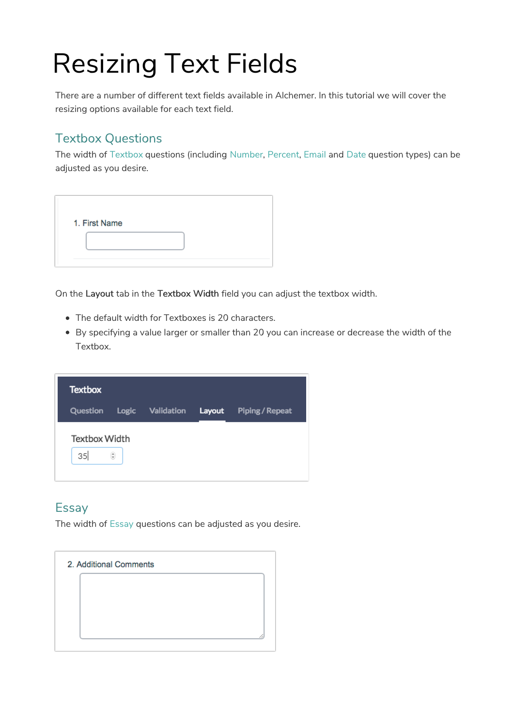# Resizing Text Fields

There are a number of different text fields available in Alchemer. In this tutorial we will cover the resizing options available for each text field.

## Textbox Questions

The width of Textbox questions (including Number, Percent, Email and Date question types) can be adjusted as you desire.

On the **Layout** tab in the **Textbox Width** field you can adjust the textbox width.

- The default width for Textboxes is 20 characters.
- By specifying a value larger or smaller than 20 you can increase or decrease the width of the Textbox.

## Essay

The width of Essay questions can be adjusted as you desire.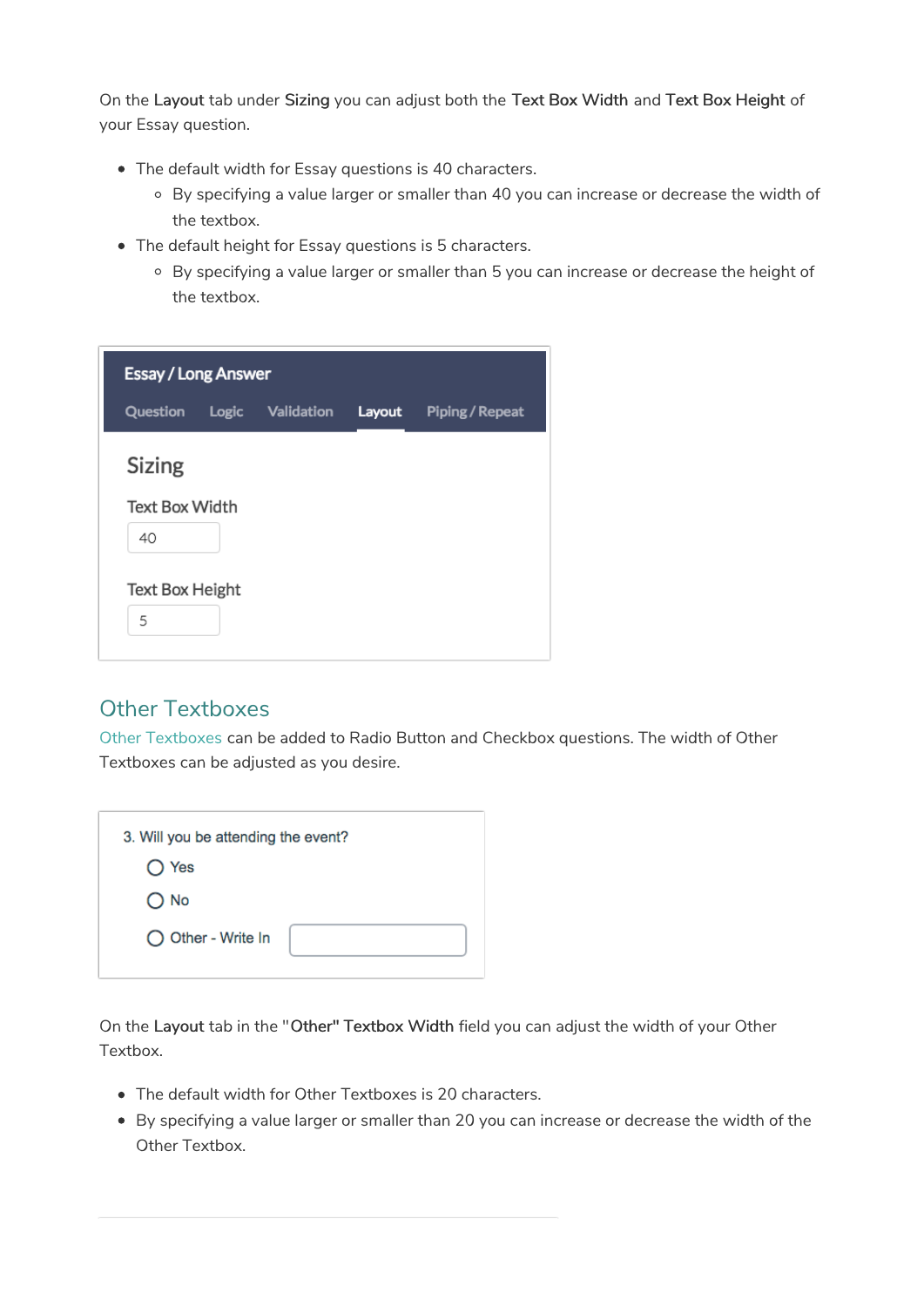On the **Layout** tab under **Sizing** you can adjust both the **Text Box Width** and **Text Box Height** of your Essay question.

- The default width for Essay questions is 40 characters.
  - By specifying a value larger or smaller than 40 you can increase or decrease the width of the textbox.
- The default height for Essay questions is 5 characters.
  - By specifying a value larger or smaller than 5 you can increase or decrease the height of the textbox.

## Other Textboxes

Other Textboxes can be added to Radio Button and Checkbox questions. The width of Other Textboxes can be adjusted as you desire.

On the **Layout** tab in the **"Other" Textbox Width** field you can adjust the width of your Other Textbox.

- The default width for Other Textboxes is 20 characters.
- By specifying a value larger or smaller than 20 you can increase or decrease the width of the Other Textbox.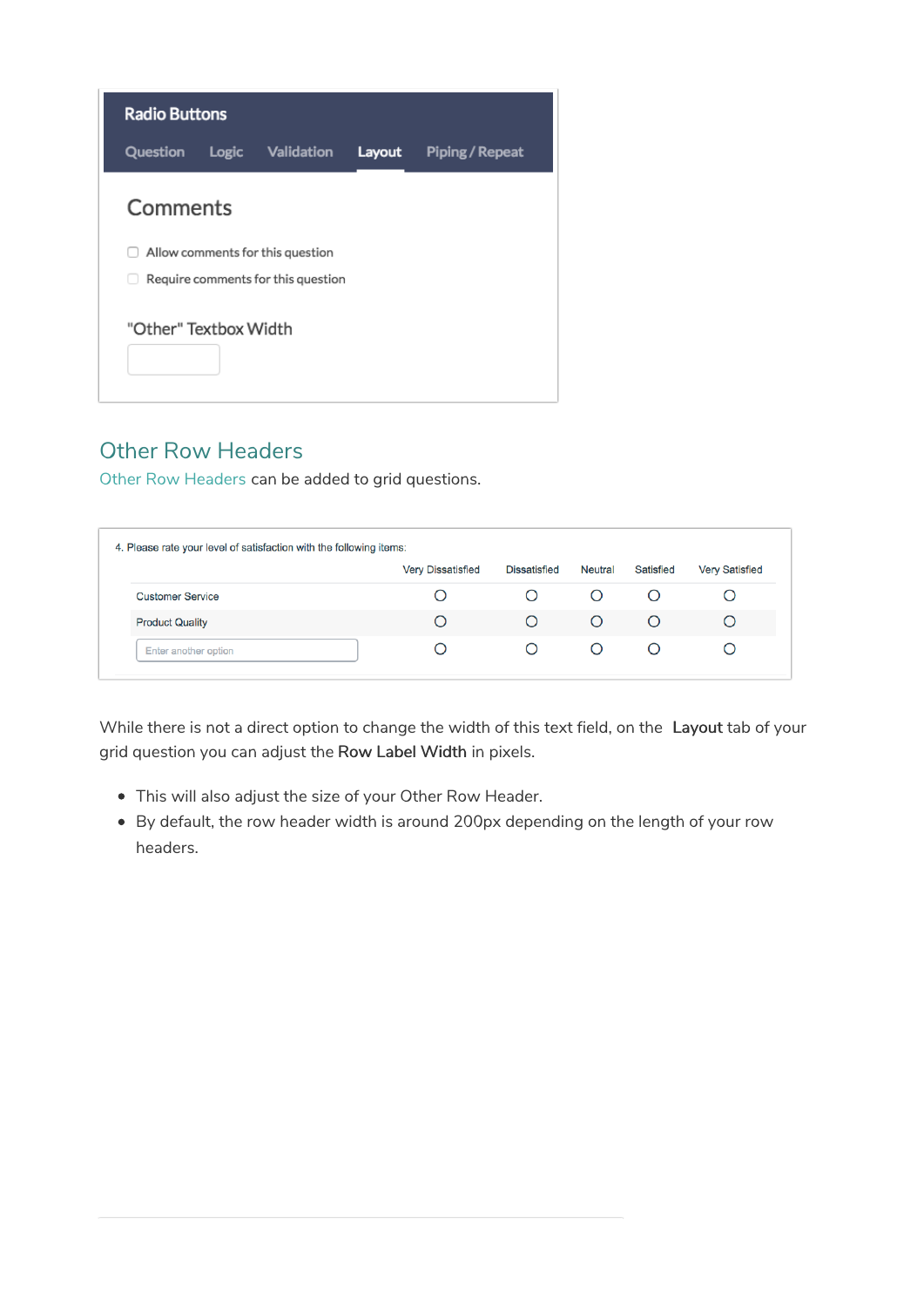Radio Buttons

Question Logic Validation **Layout** Piping / Repeat

Comments

- [ ] Allow comments for this question
- [ ] Require comments for this question

"Other" Textbox Width

## Other Row Headers

Other Row Headers can be added to grid questions.

4. Please rate your level of satisfaction with the following items:

| | Very Dissatisfied | Dissatisfied | Neutral | Satisfied | Very Satisfied |
|---|---|---|---|---|---|
| Customer Service | ○ | ○ | ○ | ○ | ○ |
| Product Quality | ○ | ○ | ○ | ○ | ○ |
| Enter another option | ○ | ○ | ○ | ○ | ○ |

While there is not a direct option to change the width of this text field, on the **Layout** tab of your grid question you can adjust the **Row Label Width** in pixels.

- This will also adjust the size of your Other Row Header.
- By default, the row header width is around 200px depending on the length of your row headers.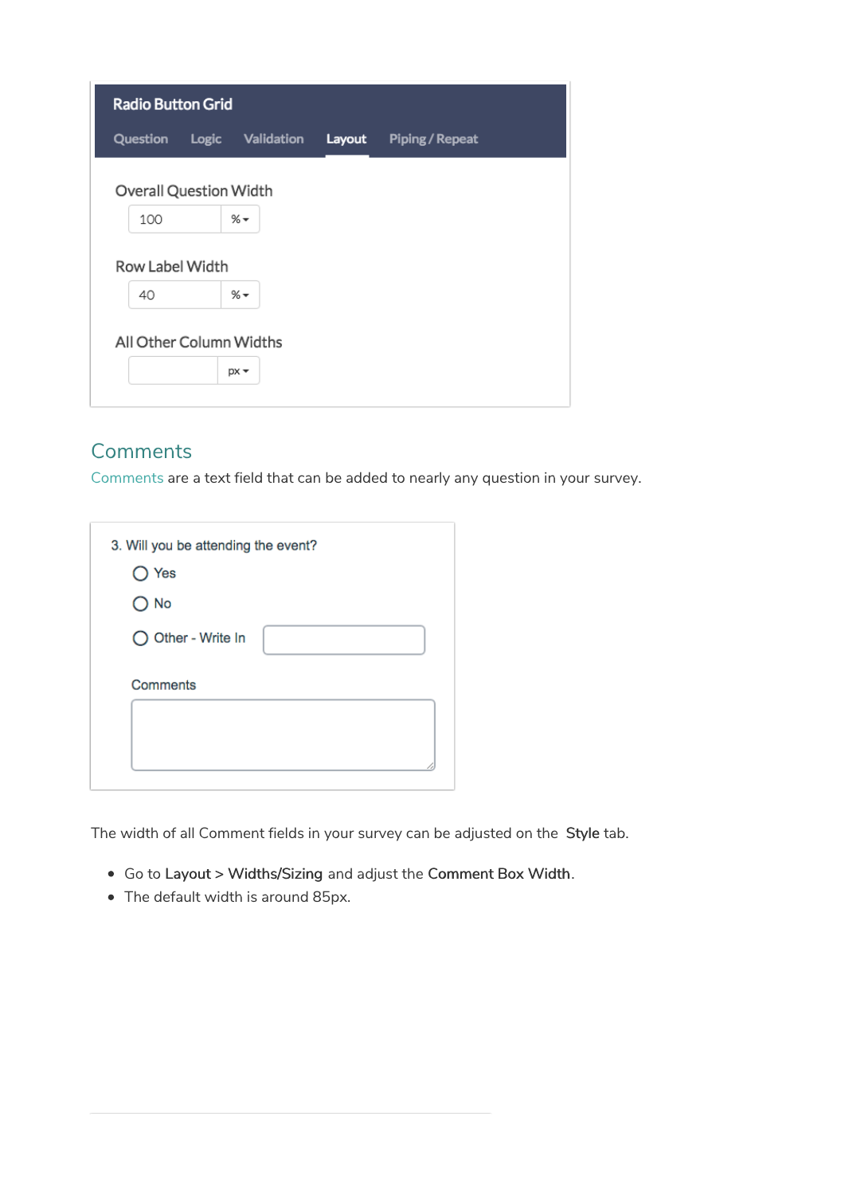Radio Button Grid

Question | Logic | Validation | Layout | Piping / Repeat

Overall Question Width

100 %

Row Label Width

40 %

All Other Column Widths

px

## Comments

Comments are a text field that can be added to nearly any question in your survey.

3. Will you be attending the event?

- Yes
- No
- Other - Write In

Comments

The width of all Comment fields in your survey can be adjusted on the **Style** tab.

- Go to **Layout** > **Widths/Sizing** and adjust the **Comment Box Width**.
- The default width is around 85px.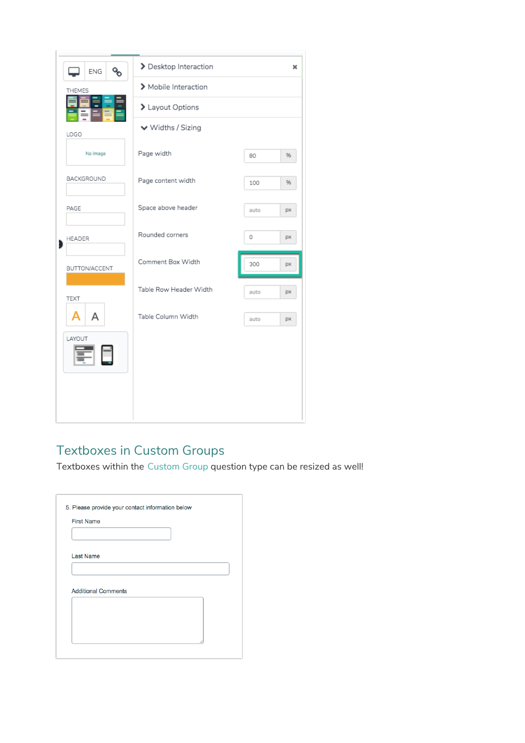## Textboxes in Custom Groups

Textboxes within the Custom Group question type can be resized as well!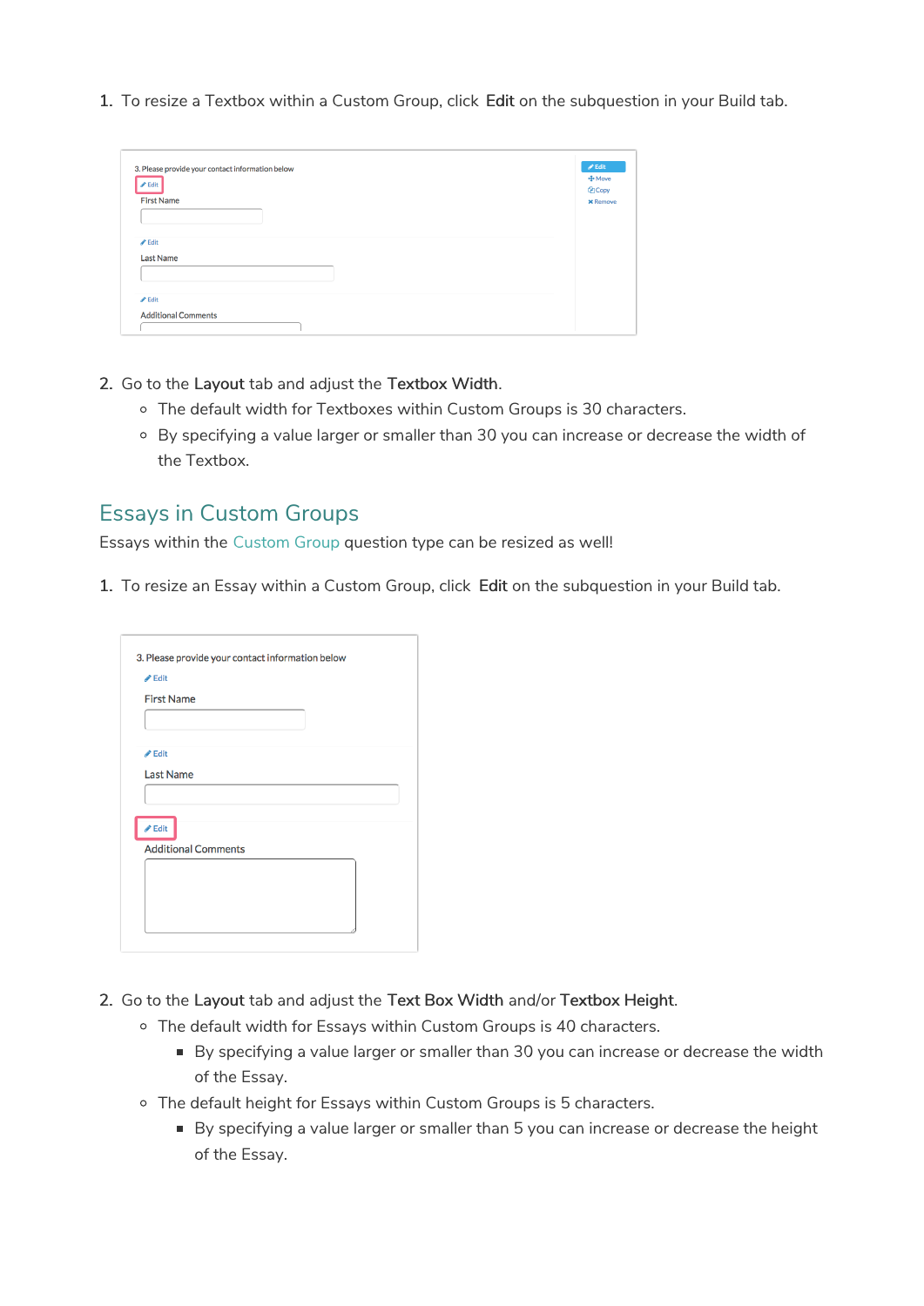1. To resize a Textbox within a Custom Group, click **Edit** on the subquestion in your Build tab.

2. Go to the **Layout** tab and adjust the **Textbox Width**.
   - The default width for Textboxes within Custom Groups is 30 characters.
   - By specifying a value larger or smaller than 30 you can increase or decrease the width of the Textbox.

## Essays in Custom Groups

Essays within the Custom Group question type can be resized as well!

1. To resize an Essay within a Custom Group, click **Edit** on the subquestion in your Build tab.

2. Go to the **Layout** tab and adjust the **Text Box Width** and/or **Textbox Height**.
   - The default width for Essays within Custom Groups is 40 characters.
     - By specifying a value larger or smaller than 30 you can increase or decrease the width of the Essay.
   - The default height for Essays within Custom Groups is 5 characters.
     - By specifying a value larger or smaller than 5 you can increase or decrease the height of the Essay.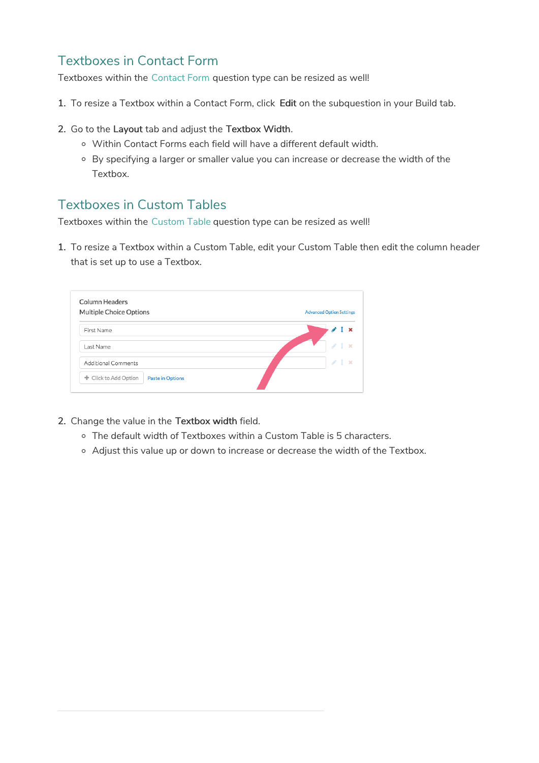## Textboxes in Contact Form

Textboxes within the Contact Form question type can be resized as well!

1. To resize a Textbox within a Contact Form, click **Edit** on the subquestion in your Build tab.

2. Go to the **Layout** tab and adjust the **Textbox Width**.
   - Within Contact Forms each field will have a different default width.
   - By specifying a larger or smaller value you can increase or decrease the width of the Textbox.

## Textboxes in Custom Tables

Textboxes within the Custom Table question type can be resized as well!

1. To resize a Textbox within a Custom Table, edit your Custom Table then edit the column header that is set up to use a Textbox.

2. Change the value in the **Textbox width** field.
   - The default width of Textboxes within a Custom Table is 5 characters.
   - Adjust this value up or down to increase or decrease the width of the Textbox.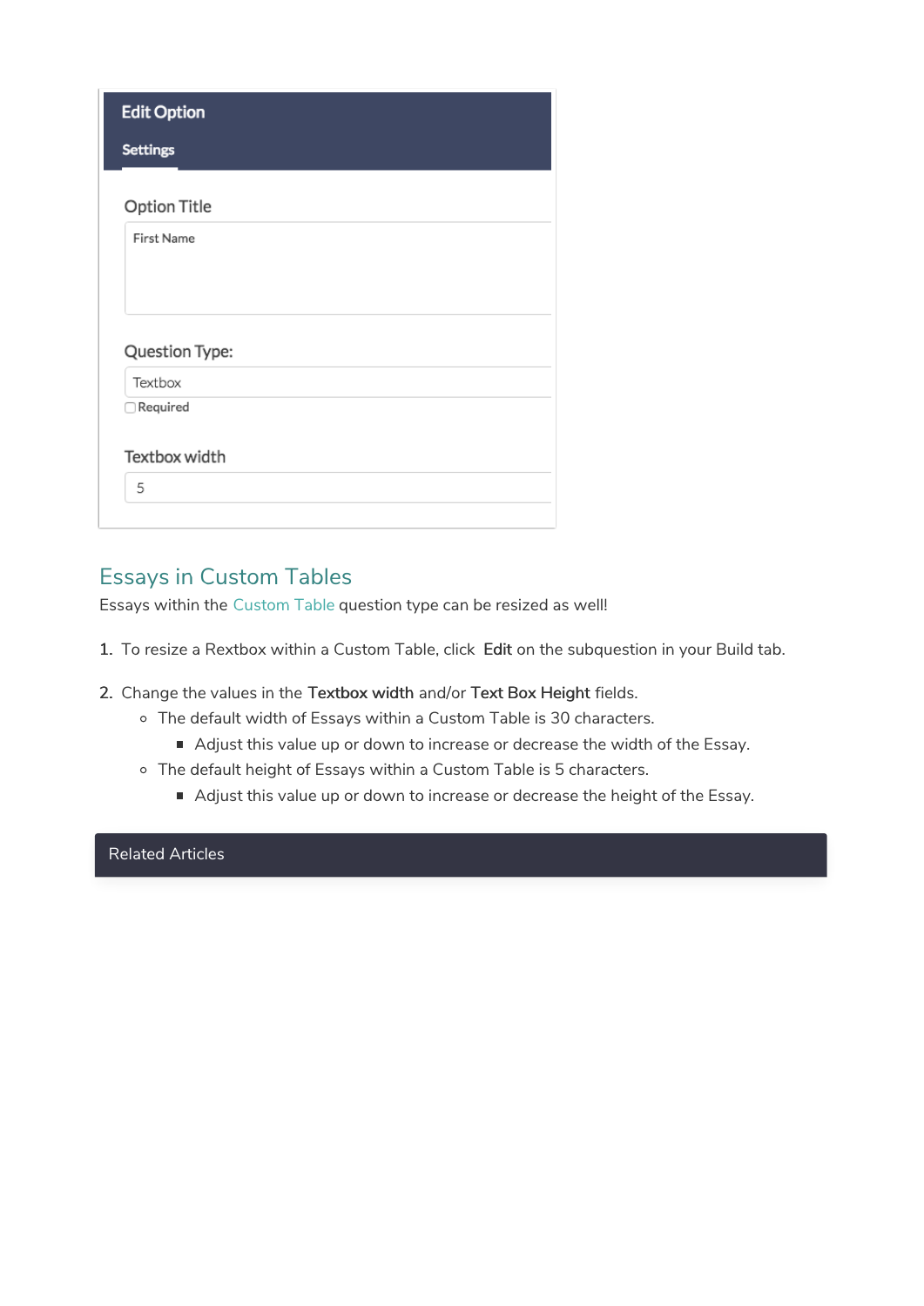Edit Option

Settings

Option Title

First Name

Question Type:

Textbox

Required

Textbox width

5

## Essays in Custom Tables

Essays within the Custom Table question type can be resized as well!

1. To resize a Rextbox within a Custom Table, click **Edit** on the subquestion in your Build tab.
2. Change the values in the **Textbox width** and/or **Text Box Height** fields.
   - The default width of Essays within a Custom Table is 30 characters.
     - Adjust this value up or down to increase or decrease the width of the Essay.
   - The default height of Essays within a Custom Table is 5 characters.
     - Adjust this value up or down to increase or decrease the height of the Essay.

Related Articles